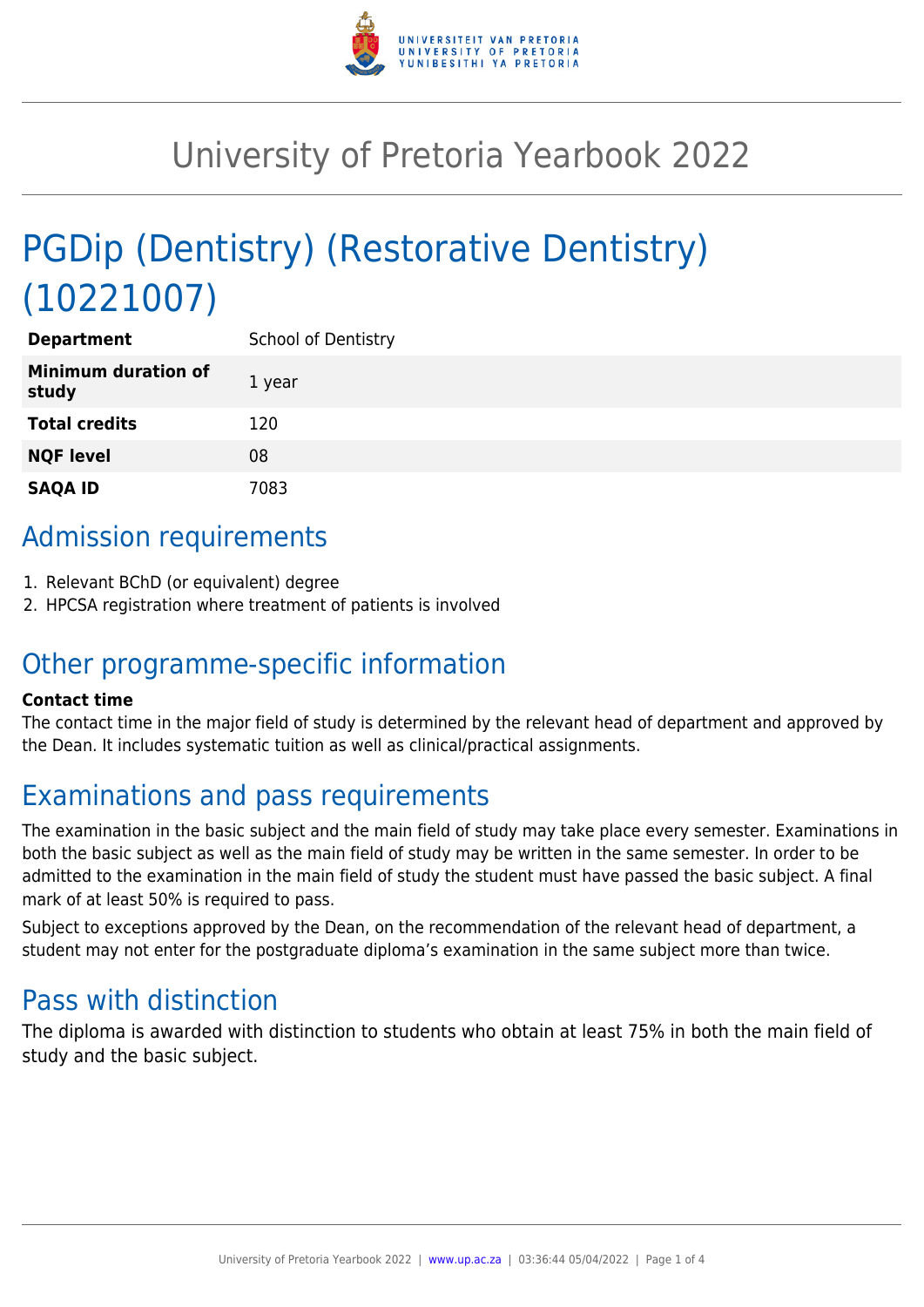# University of Pretoria Yearbook 2022

# PGDip (Dentistry) (Restorative Dentistry) (10221007)

| | |
|---|---|
| **Department** | School of Dentistry |
| **Minimum duration of study** | 1 year |
| **Total credits** | 120 |
| **NQF level** | 08 |
| **SAQA ID** | 7083 |

## Admission requirements

1. Relevant BChD (or equivalent) degree
2. HPCSA registration where treatment of patients is involved

## Other programme-specific information

**Contact time**

The contact time in the major field of study is determined by the relevant head of department and approved by the Dean. It includes systematic tuition as well as clinical/practical assignments.

## Examinations and pass requirements

The examination in the basic subject and the main field of study may take place every semester. Examinations in both the basic subject as well as the main field of study may be written in the same semester. In order to be admitted to the examination in the main field of study the student must have passed the basic subject. A final mark of at least 50% is required to pass.

Subject to exceptions approved by the Dean, on the recommendation of the relevant head of department, a student may not enter for the postgraduate diploma's examination in the same subject more than twice.

## Pass with distinction

The diploma is awarded with distinction to students who obtain at least 75% in both the main field of study and the basic subject.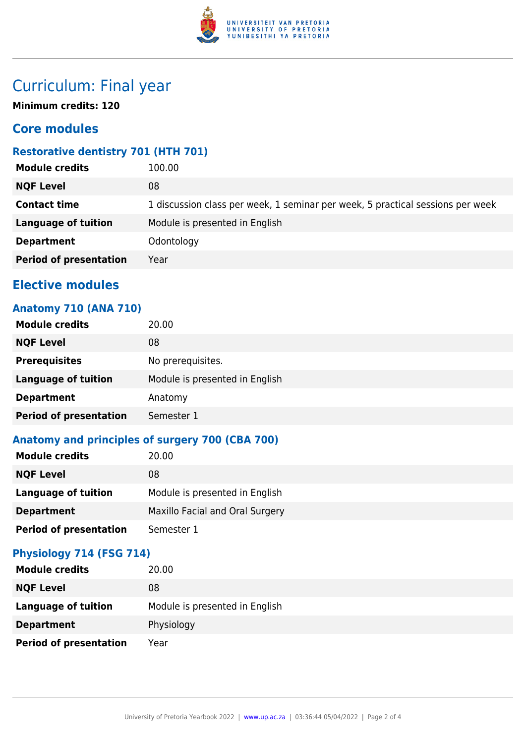# Curriculum: Final year

**Minimum credits: 120**

## Core modules

### Restorative dentistry 701 (HTH 701)

| | |
|---|---|
| **Module credits** | 100.00 |
| **NQF Level** | 08 |
| **Contact time** | 1 discussion class per week, 1 seminar per week, 5 practical sessions per week |
| **Language of tuition** | Module is presented in English |
| **Department** | Odontology |
| **Period of presentation** | Year |

## Elective modules

### Anatomy 710 (ANA 710)

| | |
|---|---|
| **Module credits** | 20.00 |
| **NQF Level** | 08 |
| **Prerequisites** | No prerequisites. |
| **Language of tuition** | Module is presented in English |
| **Department** | Anatomy |
| **Period of presentation** | Semester 1 |

### Anatomy and principles of surgery 700 (CBA 700)

| | |
|---|---|
| **Module credits** | 20.00 |
| **NQF Level** | 08 |
| **Language of tuition** | Module is presented in English |
| **Department** | Maxillo Facial and Oral Surgery |
| **Period of presentation** | Semester 1 |

### Physiology 714 (FSG 714)

| | |
|---|---|
| **Module credits** | 20.00 |
| **NQF Level** | 08 |
| **Language of tuition** | Module is presented in English |
| **Department** | Physiology |
| **Period of presentation** | Year |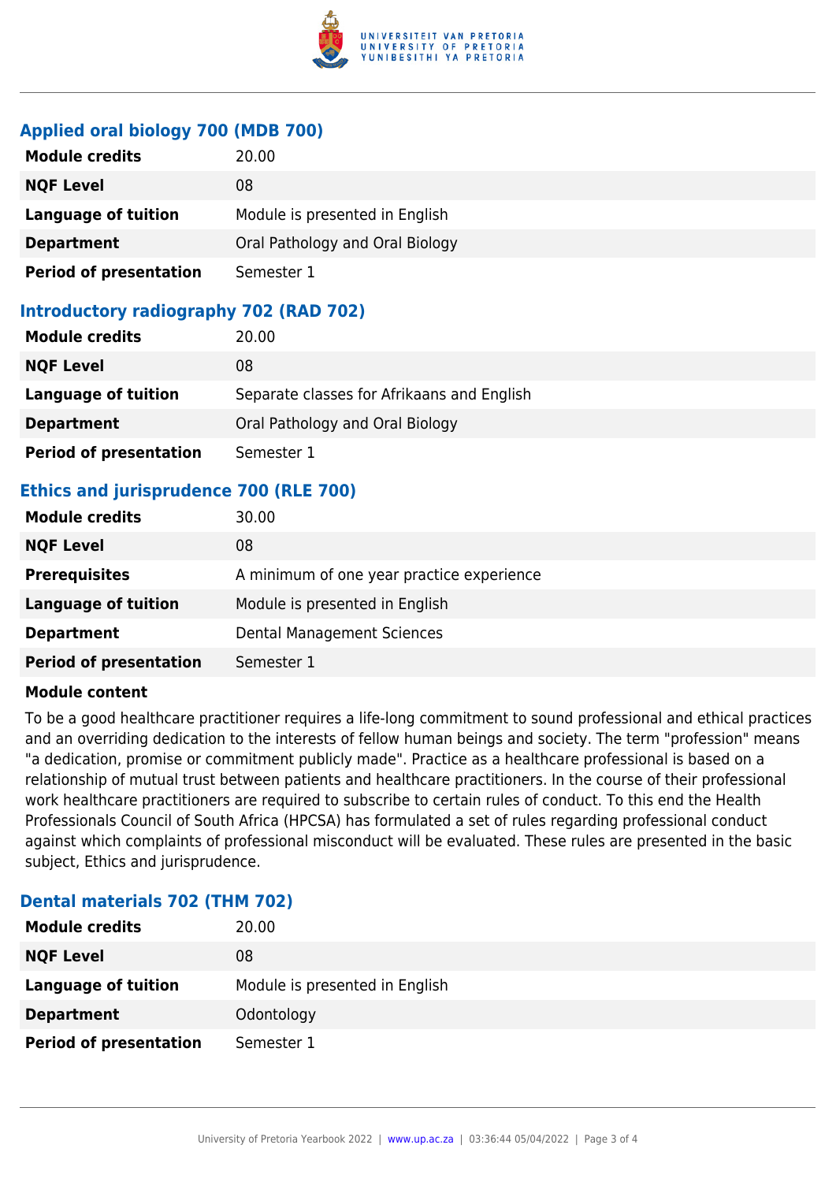## Applied oral biology 700 (MDB 700)

| | |
|---|---|
| **Module credits** | 20.00 |
| **NQF Level** | 08 |
| **Language of tuition** | Module is presented in English |
| **Department** | Oral Pathology and Oral Biology |
| **Period of presentation** | Semester 1 |

## Introductory radiography 702 (RAD 702)

| | |
|---|---|
| **Module credits** | 20.00 |
| **NQF Level** | 08 |
| **Language of tuition** | Separate classes for Afrikaans and English |
| **Department** | Oral Pathology and Oral Biology |
| **Period of presentation** | Semester 1 |

## Ethics and jurisprudence 700 (RLE 700)

| | |
|---|---|
| **Module credits** | 30.00 |
| **NQF Level** | 08 |
| **Prerequisites** | A minimum of one year practice experience |
| **Language of tuition** | Module is presented in English |
| **Department** | Dental Management Sciences |
| **Period of presentation** | Semester 1 |

**Module content**

To be a good healthcare practitioner requires a life-long commitment to sound professional and ethical practices and an overriding dedication to the interests of fellow human beings and society. The term "profession" means "a dedication, promise or commitment publicly made". Practice as a healthcare professional is based on a relationship of mutual trust between patients and healthcare practitioners. In the course of their professional work healthcare practitioners are required to subscribe to certain rules of conduct. To this end the Health Professionals Council of South Africa (HPCSA) has formulated a set of rules regarding professional conduct against which complaints of professional misconduct will be evaluated. These rules are presented in the basic subject, Ethics and jurisprudence.

## Dental materials 702 (THM 702)

| | |
|---|---|
| **Module credits** | 20.00 |
| **NQF Level** | 08 |
| **Language of tuition** | Module is presented in English |
| **Department** | Odontology |
| **Period of presentation** | Semester 1 |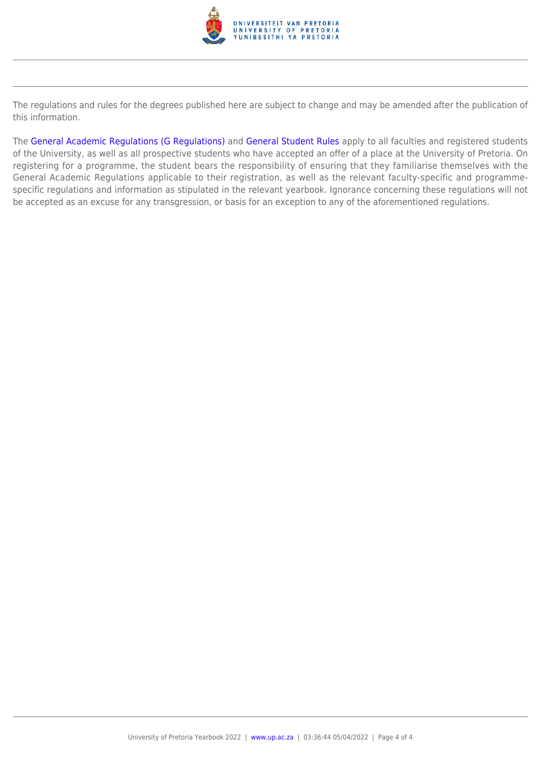The regulations and rules for the degrees published here are subject to change and may be amended after the publication of this information.

The General Academic Regulations (G Regulations) and General Student Rules apply to all faculties and registered students of the University, as well as all prospective students who have accepted an offer of a place at the University of Pretoria. On registering for a programme, the student bears the responsibility of ensuring that they familiarise themselves with the General Academic Regulations applicable to their registration, as well as the relevant faculty-specific and programme-specific regulations and information as stipulated in the relevant yearbook. Ignorance concerning these regulations will not be accepted as an excuse for any transgression, or basis for an exception to any of the aforementioned regulations.